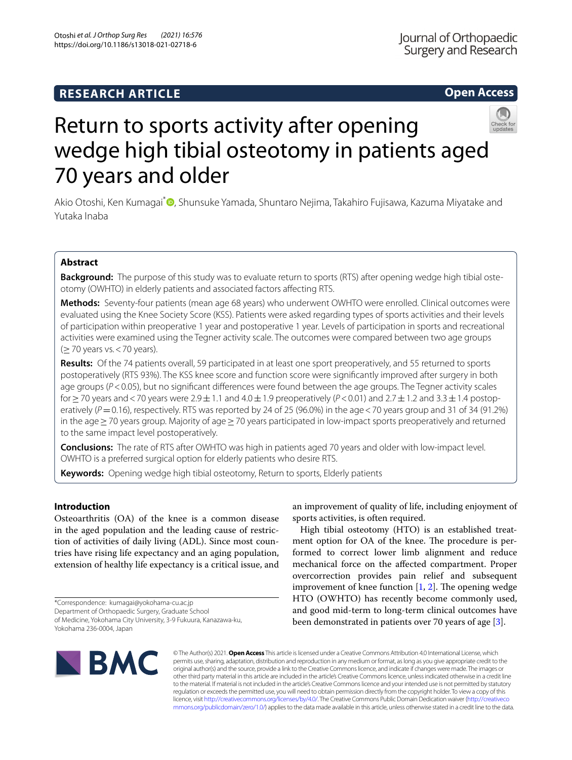RESEARCH ARTICLE

Open Access

# Return to sports activity after opening wedge high tibial osteotomy in patients aged 70 years and older

Akio Otoshi, Ken Kumagai*, Shunsuke Yamada, Shuntaro Nejima, Takahiro Fujisawa, Kazuma Miyatake and Yutaka Inaba

## Abstract

**Background:** The purpose of this study was to evaluate return to sports (RTS) after opening wedge high tibial osteotomy (OWHTO) in elderly patients and associated factors affecting RTS.

**Methods:** Seventy-four patients (mean age 68 years) who underwent OWHTO were enrolled. Clinical outcomes were evaluated using the Knee Society Score (KSS). Patients were asked regarding types of sports activities and their levels of participation within preoperative 1 year and postoperative 1 year. Levels of participation in sports and recreational activities were examined using the Tegner activity scale. The outcomes were compared between two age groups (≥ 70 years vs. < 70 years).

**Results:** Of the 74 patients overall, 59 participated in at least one sport preoperatively, and 55 returned to sports postoperatively (RTS 93%). The KSS knee score and function score were significantly improved after surgery in both age groups ($P < 0.05$), but no significant differences were found between the age groups. The Tegner activity scales for ≥ 70 years and < 70 years were 2.9 ± 1.1 and 4.0 ± 1.9 preoperatively ($P < 0.01$) and 2.7 ± 1.2 and 3.3 ± 1.4 postoperatively ($P = 0.16$), respectively. RTS was reported by 24 of 25 (96.0%) in the age < 70 years group and 31 of 34 (91.2%) in the age ≥ 70 years group. Majority of age ≥ 70 years participated in low-impact sports preoperatively and returned to the same impact level postoperatively.

**Conclusions:** The rate of RTS after OWHTO was high in patients aged 70 years and older with low-impact level. OWHTO is a preferred surgical option for elderly patients who desire RTS.

**Keywords:** Opening wedge high tibial osteotomy, Return to sports, Elderly patients

## Introduction

Osteoarthritis (OA) of the knee is a common disease in the aged population and the leading cause of restriction of activities of daily living (ADL). Since most countries have rising life expectancy and an aging population, extension of healthy life expectancy is a critical issue, and an improvement of quality of life, including enjoyment of sports activities, is often required.

High tibial osteotomy (HTO) is an established treatment option for OA of the knee. The procedure is performed to correct lower limb alignment and reduce mechanical force on the affected compartment. Proper overcorrection provides pain relief and subsequent improvement of knee function [1, 2]. The opening wedge HTO (OWHTO) has recently become commonly used, and good mid-term to long-term clinical outcomes have been demonstrated in patients over 70 years of age [3].

*Correspondence: kumagai@yokohama-cu.ac.jp
Department of Orthopaedic Surgery, Graduate School of Medicine, Yokohama City University, 3-9 Fukuura, Kanazawa-ku, Yokohama 236-0004, Japan

© The Author(s) 2021. **Open Access** This article is licensed under a Creative Commons Attribution 4.0 International License, which permits use, sharing, adaptation, distribution and reproduction in any medium or format, as long as you give appropriate credit to the original author(s) and the source, provide a link to the Creative Commons licence, and indicate if changes were made. The images or other third party material in this article are included in the article's Creative Commons licence, unless indicated otherwise in a credit line to the material. If material is not included in the article's Creative Commons licence and your intended use is not permitted by statutory regulation or exceeds the permitted use, you will need to obtain permission directly from the copyright holder. To view a copy of this licence, visit http://creativecommons.org/licenses/by/4.0/. The Creative Commons Public Domain Dedication waiver (http://creativecommons.org/publicdomain/zero/1.0/) applies to the data made available in this article, unless otherwise stated in a credit line to the data.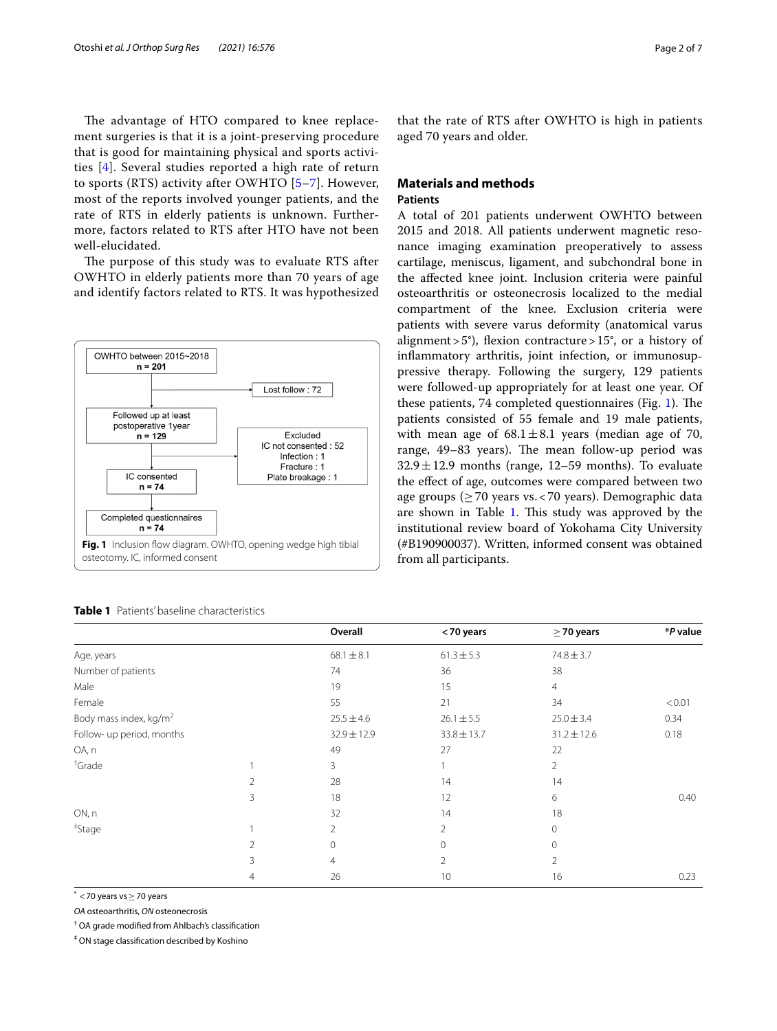The advantage of HTO compared to knee replacement surgeries is that it is a joint-preserving procedure that is good for maintaining physical and sports activities [4]. Several studies reported a high rate of return to sports (RTS) activity after OWHTO [5–7]. However, most of the reports involved younger patients, and the rate of RTS in elderly patients is unknown. Furthermore, factors related to RTS after HTO have not been well-elucidated.

The purpose of this study was to evaluate RTS after OWHTO in elderly patients more than 70 years of age and identify factors related to RTS. It was hypothesized that the rate of RTS after OWHTO is high in patients aged 70 years and older.

OWHTO between 2015~2018
**n = 201**

Lost follow : 72

Followed up at least postoperative 1year
**n = 129**

Excluded
IC not consented : 52
Infection : 1
Fracture : 1
Plate breakage : 1

IC consented
**n = 74**

Completed questionnaires
**n = 74**

**Fig. 1** Inclusion flow diagram. OWHTO, opening wedge high tibial osteotomy. IC, informed consent

## Materials and methods

### Patients

A total of 201 patients underwent OWHTO between 2015 and 2018. All patients underwent magnetic resonance imaging examination preoperatively to assess cartilage, meniscus, ligament, and subchondral bone in the affected knee joint. Inclusion criteria were painful osteoarthritis or osteonecrosis localized to the medial compartment of the knee. Exclusion criteria were patients with severe varus deformity (anatomical varus alignment > 5°), flexion contracture > 15°, or a history of inflammatory arthritis, joint infection, or immunosuppressive therapy. Following the surgery, 129 patients were followed-up appropriately for at least one year. Of these patients, 74 completed questionnaires (Fig. 1). The patients consisted of 55 female and 19 male patients, with mean age of 68.1 ± 8.1 years (median age of 70, range, 49–83 years). The mean follow-up period was 32.9 ± 12.9 months (range, 12–59 months). To evaluate the effect of age, outcomes were compared between two age groups (≥ 70 years vs. < 70 years). Demographic data are shown in Table 1. This study was approved by the institutional review board of Yokohama City University (#B190900037). Written, informed consent was obtained from all participants.

**Table 1** Patients' baseline characteristics

| | | Overall | < 70 years | ≥ 70 years | *P value |
|---|---|---|---|---|---|
| Age, years | | 68.1 ± 8.1 | 61.3 ± 5.3 | 74.8 ± 3.7 | |
| Number of patients | | 74 | 36 | 38 | |
| Male | | 19 | 15 | 4 | |
| Female | | 55 | 21 | 34 | < 0.01 |
| Body mass index, kg/m$^2$ | | 25.5 ± 4.6 | 26.1 ± 5.5 | 25.0 ± 3.4 | 0.34 |
| Follow- up period, months | | 32.9 ± 12.9 | 33.8 ± 13.7 | 31.2 ± 12.6 | 0.18 |
| OA, n | | 49 | 27 | 22 | |
| †Grade | 1 | 3 | 1 | 2 | |
| | 2 | 28 | 14 | 14 | |
| | 3 | 18 | 12 | 6 | 0.40 |
| ON, n | | 32 | 14 | 18 | |
| ‡Stage | 1 | 2 | 2 | 0 | |
| | 2 | 0 | 0 | 0 | |
| | 3 | 4 | 2 | 2 | |
| | 4 | 26 | 10 | 16 | 0.23 |

* < 70 years vs ≥ 70 years

*OA* osteoarthritis, *ON* osteonecrosis

† OA grade modified from Ahlbach's classification

‡ ON stage classification described by Koshino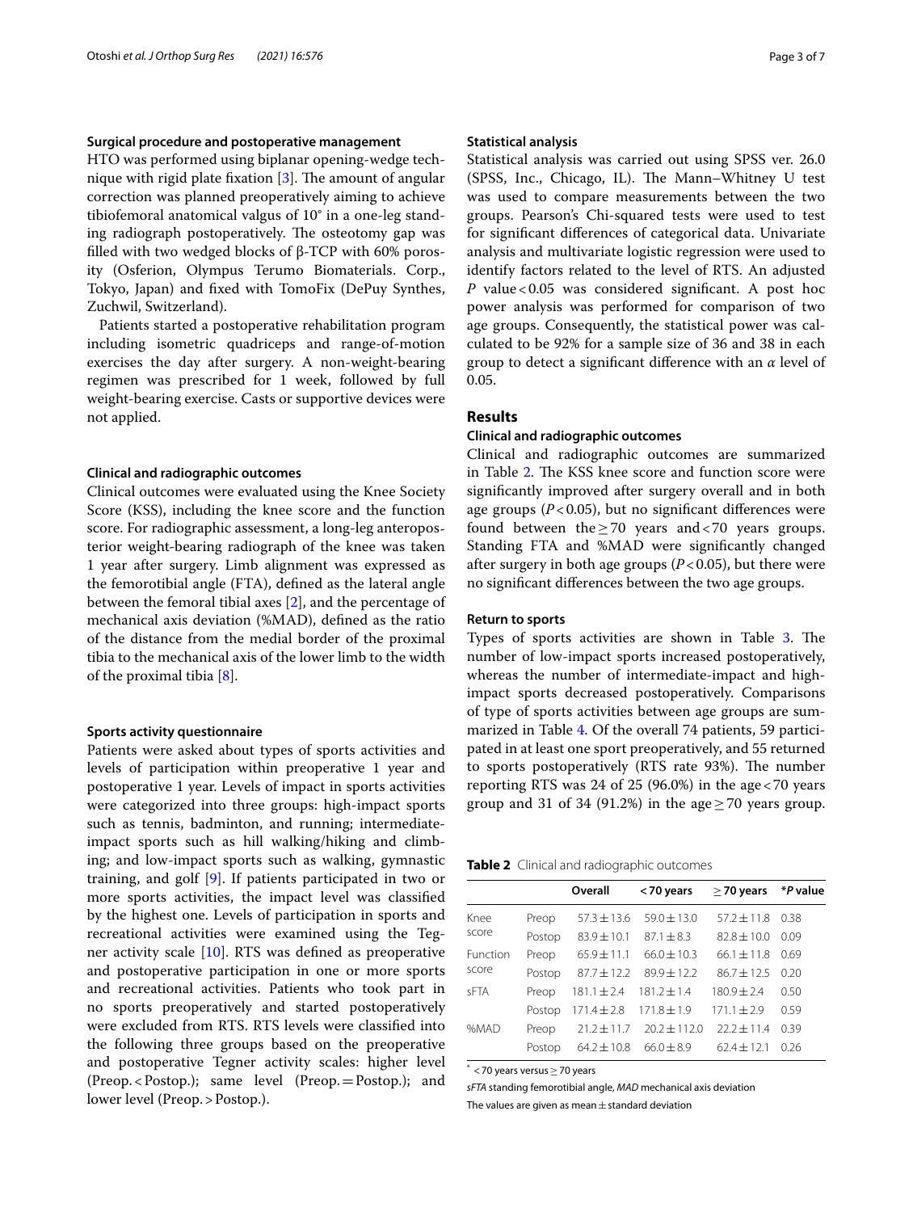### Surgical procedure and postoperative management

HTO was performed using biplanar opening-wedge technique with rigid plate fixation [3]. The amount of angular correction was planned preoperatively aiming to achieve tibiofemoral anatomical valgus of 10° in a one-leg standing radiograph postoperatively. The osteotomy gap was filled with two wedged blocks of β-TCP with 60% porosity (Osferion, Olympus Terumo Biomaterials. Corp., Tokyo, Japan) and fixed with TomoFix (DePuy Synthes, Zuchwil, Switzerland).

Patients started a postoperative rehabilitation program including isometric quadriceps and range-of-motion exercises the day after surgery. A non-weight-bearing regimen was prescribed for 1 week, followed by full weight-bearing exercise. Casts or supportive devices were not applied.

### Clinical and radiographic outcomes

Clinical outcomes were evaluated using the Knee Society Score (KSS), including the knee score and the function score. For radiographic assessment, a long-leg anteroposterior weight-bearing radiograph of the knee was taken 1 year after surgery. Limb alignment was expressed as the femorotibial angle (FTA), defined as the lateral angle between the femoral tibial axes [2], and the percentage of mechanical axis deviation (%MAD), defined as the ratio of the distance from the medial border of the proximal tibia to the mechanical axis of the lower limb to the width of the proximal tibia [8].

### Sports activity questionnaire

Patients were asked about types of sports activities and levels of participation within preoperative 1 year and postoperative 1 year. Levels of impact in sports activities were categorized into three groups: high-impact sports such as tennis, badminton, and running; intermediate-impact sports such as hill walking/hiking and climbing; and low-impact sports such as walking, gymnastic training, and golf [9]. If patients participated in two or more sports activities, the impact level was classified by the highest one. Levels of participation in sports and recreational activities were examined using the Tegner activity scale [10]. RTS was defined as preoperative and postoperative participation in one or more sports and recreational activities. Patients who took part in no sports preoperatively and started postoperatively were excluded from RTS. RTS levels were classified into the following three groups based on the preoperative and postoperative Tegner activity scales: higher level (Preop. < Postop.); same level (Preop. = Postop.); and lower level (Preop. > Postop.).

### Statistical analysis

Statistical analysis was carried out using SPSS ver. 26.0 (SPSS, Inc., Chicago, IL). The Mann–Whitney U test was used to compare measurements between the two groups. Pearson's Chi-squared tests were used to test for significant differences of categorical data. Univariate analysis and multivariate logistic regression were used to identify factors related to the level of RTS. An adjusted $P$ value < 0.05 was considered significant. A post hoc power analysis was performed for comparison of two age groups. Consequently, the statistical power was calculated to be 92% for a sample size of 36 and 38 in each group to detect a significant difference with an $\alpha$ level of 0.05.

## Results

### Clinical and radiographic outcomes

Clinical and radiographic outcomes are summarized in Table 2. The KSS knee score and function score were significantly improved after surgery overall and in both age groups ($P < 0.05$), but no significant differences were found between the ≥ 70 years and < 70 years groups. Standing FTA and %MAD were significantly changed after surgery in both age groups ($P < 0.05$), but there were no significant differences between the two age groups.

### Return to sports

Types of sports activities are shown in Table 3. The number of low-impact sports increased postoperatively, whereas the number of intermediate-impact and high-impact sports decreased postoperatively. Comparisons of type of sports activities between age groups are summarized in Table 4. Of the overall 74 patients, 59 participated in at least one sport preoperatively, and 55 returned to sports postoperatively (RTS rate 93%). The number reporting RTS was 24 of 25 (96.0%) in the age < 70 years group and 31 of 34 (91.2%) in the age ≥ 70 years group.

**Table 2** Clinical and radiographic outcomes

| | | Overall | < 70 years | ≥ 70 years | *P value |
|---|---|---|---|---|---|
| Knee score | Preop | 57.3 ± 13.6 | 59.0 ± 13.0 | 57.2 ± 11.8 | 0.38 |
| | Postop | 83.9 ± 10.1 | 87.1 ± 8.3 | 82.8 ± 10.0 | 0.09 |
| Function score | Preop | 65.9 ± 11.1 | 66.0 ± 10.3 | 66.1 ± 11.8 | 0.69 |
| | Postop | 87.7 ± 12.2 | 89.9 ± 12.2 | 86.7 ± 12.5 | 0.20 |
| sFTA | Preop | 181.1 ± 2.4 | 181.2 ± 1.4 | 180.9 ± 2.4 | 0.50 |
| | Postop | 171.4 ± 2.8 | 171.8 ± 1.9 | 171.1 ± 2.9 | 0.59 |
| %MAD | Preop | 21.2 ± 11.7 | 20.2 ± 112.0 | 22.2 ± 11.4 | 0.39 |
| | Postop | 64.2 ± 10.8 | 66.0 ± 8.9 | 62.4 ± 12.1 | 0.26 |

* < 70 years versus ≥ 70 years

*sFTA* standing femorotibial angle, *MAD* mechanical axis deviation

The values are given as mean ± standard deviation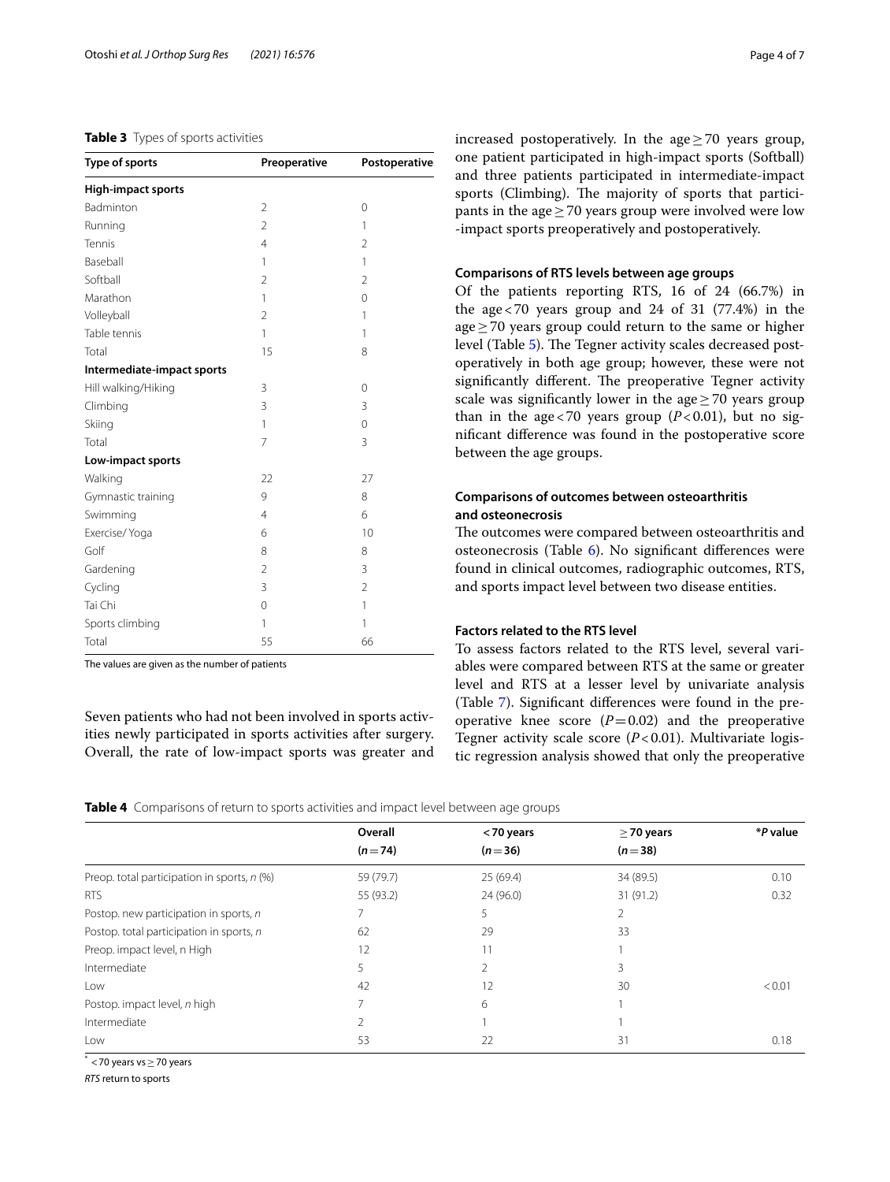**Table 3** Types of sports activities

| Type of sports | Preoperative | Postoperative |
|---|---|---|
| **High-impact sports** | | |
| Badminton | 2 | 0 |
| Running | 2 | 1 |
| Tennis | 4 | 2 |
| Baseball | 1 | 1 |
| Softball | 2 | 2 |
| Marathon | 1 | 0 |
| Volleyball | 2 | 1 |
| Table tennis | 1 | 1 |
| Total | 15 | 8 |
| **Intermediate-impact sports** | | |
| Hill walking/Hiking | 3 | 0 |
| Climbing | 3 | 3 |
| Skiing | 1 | 0 |
| Total | 7 | 3 |
| **Low-impact sports** | | |
| Walking | 22 | 27 |
| Gymnastic training | 9 | 8 |
| Swimming | 4 | 6 |
| Exercise/ Yoga | 6 | 10 |
| Golf | 8 | 8 |
| Gardening | 2 | 3 |
| Cycling | 3 | 2 |
| Tai Chi | 0 | 1 |
| Sports climbing | 1 | 1 |
| Total | 55 | 66 |

The values are given as the number of patients

Seven patients who had not been involved in sports activities newly participated in sports activities after surgery. Overall, the rate of low-impact sports was greater and increased postoperatively. In the age ≥ 70 years group, one patient participated in high-impact sports (Softball) and three patients participated in intermediate-impact sports (Climbing). The majority of sports that participants in the age ≥ 70 years group were involved were low -impact sports preoperatively and postoperatively.

### Comparisons of RTS levels between age groups

Of the patients reporting RTS, 16 of 24 (66.7%) in the age < 70 years group and 24 of 31 (77.4%) in the age ≥ 70 years group could return to the same or higher level (Table 5). The Tegner activity scales decreased postoperatively in both age group; however, these were not significantly different. The preoperative Tegner activity scale was significantly lower in the age ≥ 70 years group than in the age < 70 years group (*P* < 0.01), but no significant difference was found in the postoperative score between the age groups.

### Comparisons of outcomes between osteoarthritis and osteonecrosis

The outcomes were compared between osteoarthritis and osteonecrosis (Table 6). No significant differences were found in clinical outcomes, radiographic outcomes, RTS, and sports impact level between two disease entities.

### Factors related to the RTS level

To assess factors related to the RTS level, several variables were compared between RTS at the same or greater level and RTS at a lesser level by univariate analysis (Table 7). Significant differences were found in the preoperative knee score (*P* = 0.02) and the preoperative Tegner activity scale score (*P* < 0.01). Multivariate logistic regression analysis showed that only the preoperative

**Table 4** Comparisons of return to sports activities and impact level between age groups

| | Overall (n = 74) | < 70 years (n = 36) | ≥ 70 years (n = 38) | *P value |
|---|---|---|---|---|
| Preop. total participation in sports, *n* (%) | 59 (79.7) | 25 (69.4) | 34 (89.5) | 0.10 |
| RTS | 55 (93.2) | 24 (96.0) | 31 (91.2) | 0.32 |
| Postop. new participation in sports, *n* | 7 | 5 | 2 | |
| Postop. total participation in sports, *n* | 62 | 29 | 33 | |
| Preop. impact level, n High | 12 | 11 | 1 | |
| Intermediate | 5 | 2 | 3 | |
| Low | 42 | 12 | 30 | < 0.01 |
| Postop. impact level, *n* high | 7 | 6 | 1 | |
| Intermediate | 2 | 1 | 1 | |
| Low | 53 | 22 | 31 | 0.18 |

[*] < 70 years vs ≥ 70 years

*RTS* return to sports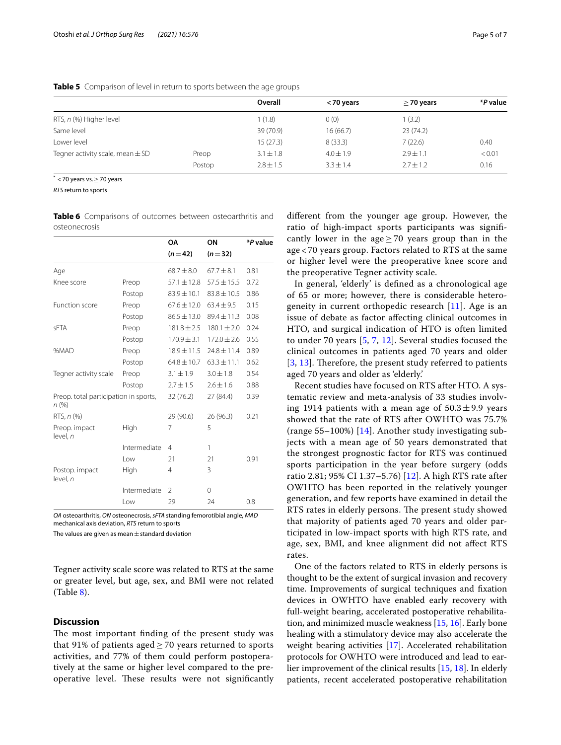**Table 5** Comparison of level in return to sports between the age groups

| | | Overall | <70 years | ≥70 years | *P value |
|---|---|---|---|---|---|
| RTS, n (%) Higher level | | 1 (1.8) | 0 (0) | 1 (3.2) | |
| Same level | | 39 (70.9) | 16 (66.7) | 23 (74.2) | |
| Lower level | | 15 (27.3) | 8 (33.3) | 7 (22.6) | 0.40 |
| Tegner activity scale, mean ± SD | Preop | 3.1 ± 1.8 | 4.0 ± 1.9 | 2.9 ± 1.1 | <0.01 |
| | Postop | 2.8 ± 1.5 | 3.3 ± 1.4 | 2.7 ± 1.2 | 0.16 |

* <70 years vs. ≥70 years

*RTS* return to sports

**Table 6** Comparisons of outcomes between osteoarthritis and osteonecrosis

| | | OA (n = 42) | ON (n = 32) | *P value |
|---|---|---|---|---|
| Age | | 68.7 ± 8.0 | 67.7 ± 8.1 | 0.81 |
| Knee score | Preop | 57.1 ± 12.8 | 57.5 ± 15.5 | 0.72 |
| | Postop | 83.9 ± 10.1 | 83.8 ± 10.5 | 0.86 |
| Function score | Preop | 67.6 ± 12.0 | 63.4 ± 9.5 | 0.15 |
| | Postop | 86.5 ± 13.0 | 89.4 ± 11.3 | 0.08 |
| sFTA | Preop | 181.8 ± 2.5 | 180.1 ± 2.0 | 0.24 |
| | Postop | 170.9 ± 3.1 | 172.0 ± 2.6 | 0.55 |
| %MAD | Preop | 18.9 ± 11.5 | 24.8 ± 11.4 | 0.89 |
| | Postop | 64.8 ± 10.7 | 63.3 ± 11.1 | 0.62 |
| Tegner activity scale | Preop | 3.1 ± 1.9 | 3.0 ± 1.8 | 0.54 |
| | Postop | 2.7 ± 1.5 | 2.6 ± 1.6 | 0.88 |
| Preop. total participation in sports, n (%) | | 32 (76.2) | 27 (84.4) | 0.39 |
| RTS, n (%) | | 29 (90.6) | 26 (96.3) | 0.21 |
| Preop. impact level, n | High | 7 | 5 | |
| | Intermediate | 4 | 1 | |
| | Low | 21 | 21 | 0.91 |
| Postop. impact level, n | High | 4 | 3 | |
| | Intermediate | 2 | 0 | |
| | Low | 29 | 24 | 0.8 |

*OA* osteoarthritis, *ON* osteonecrosis, *sFTA* standing femorotibial angle, *MAD* mechanical axis deviation, *RTS* return to sports

The values are given as mean ± standard deviation

Tegner activity scale score was related to RTS at the same or greater level, but age, sex, and BMI were not related (Table 8).

## Discussion

The most important finding of the present study was that 91% of patients aged ≥ 70 years returned to sports activities, and 77% of them could perform postoperatively at the same or higher level compared to the preoperative level. These results were not significantly different from the younger age group. However, the ratio of high-impact sports participants was significantly lower in the age ≥ 70 years group than in the age < 70 years group. Factors related to RTS at the same or higher level were the preoperative knee score and the preoperative Tegner activity scale.

In general, 'elderly' is defined as a chronological age of 65 or more; however, there is considerable heterogeneity in current orthopedic research [11]. Age is an issue of debate as factor affecting clinical outcomes in HTO, and surgical indication of HTO is often limited to under 70 years [5, 7, 12]. Several studies focused the clinical outcomes in patients aged 70 years and older [3, 13]. Therefore, the present study referred to patients aged 70 years and older as 'elderly.'

Recent studies have focused on RTS after HTO. A systematic review and meta-analysis of 33 studies involving 1914 patients with a mean age of 50.3 ± 9.9 years showed that the rate of RTS after OWHTO was 75.7% (range 55–100%) [14]. Another study investigating subjects with a mean age of 50 years demonstrated that the strongest prognostic factor for RTS was continued sports participation in the year before surgery (odds ratio 2.81; 95% CI 1.37–5.76) [12]. A high RTS rate after OWHTO has been reported in the relatively younger generation, and few reports have examined in detail the RTS rates in elderly persons. The present study showed that majority of patients aged 70 years and older participated in low-impact sports with high RTS rate, and age, sex, BMI, and knee alignment did not affect RTS rates.

One of the factors related to RTS in elderly persons is thought to be the extent of surgical invasion and recovery time. Improvements of surgical techniques and fixation devices in OWHTO have enabled early recovery with full-weight bearing, accelerated postoperative rehabilitation, and minimized muscle weakness [15, 16]. Early bone healing with a stimulatory device may also accelerate the weight bearing activities [17]. Accelerated rehabilitation protocols for OWHTO were introduced and lead to earlier improvement of the clinical results [15, 18]. In elderly patients, recent accelerated postoperative rehabilitation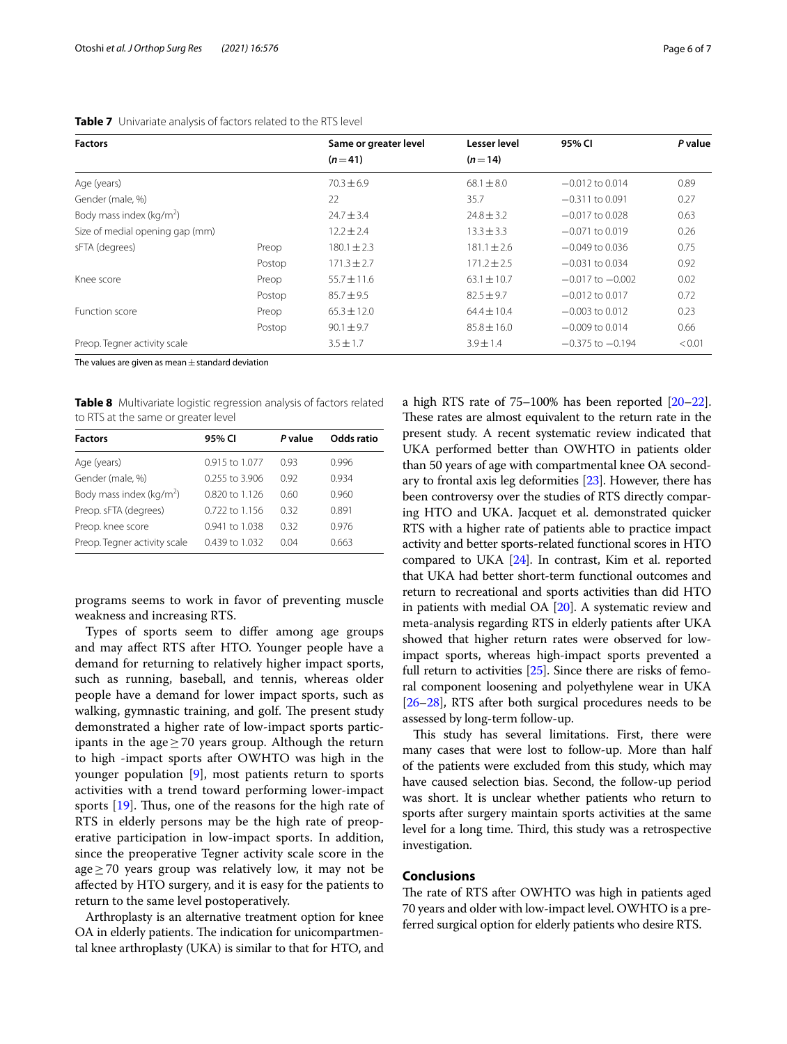**Table 7** Univariate analysis of factors related to the RTS level

| Factors | | Same or greater level (n = 41) | Lesser level (n = 14) | 95% CI | P value |
|---|---|---|---|---|---|
| Age (years) | | 70.3 ± 6.9 | 68.1 ± 8.0 | −0.012 to 0.014 | 0.89 |
| Gender (male, %) | | 22 | 35.7 | −0.311 to 0.091 | 0.27 |
| Body mass index (kg/m$^2$) | | 24.7 ± 3.4 | 24.8 ± 3.2 | −0.017 to 0.028 | 0.63 |
| Size of medial opening gap (mm) | | 12.2 ± 2.4 | 13.3 ± 3.3 | −0.071 to 0.019 | 0.26 |
| sFTA (degrees) | Preop | 180.1 ± 2.3 | 181.1 ± 2.6 | −0.049 to 0.036 | 0.75 |
| | Postop | 171.3 ± 2.7 | 171.2 ± 2.5 | −0.031 to 0.034 | 0.92 |
| Knee score | Preop | 55.7 ± 11.6 | 63.1 ± 10.7 | −0.017 to −0.002 | 0.02 |
| | Postop | 85.7 ± 9.5 | 82.5 ± 9.7 | −0.012 to 0.017 | 0.72 |
| Function score | Preop | 65.3 ± 12.0 | 64.4 ± 10.4 | −0.003 to 0.012 | 0.23 |
| | Postop | 90.1 ± 9.7 | 85.8 ± 16.0 | −0.009 to 0.014 | 0.66 |
| Preop. Tegner activity scale | | 3.5 ± 1.7 | 3.9 ± 1.4 | −0.375 to −0.194 | < 0.01 |

The values are given as mean ± standard deviation

**Table 8** Multivariate logistic regression analysis of factors related to RTS at the same or greater level

| Factors | 95% CI | P value | Odds ratio |
|---|---|---|---|
| Age (years) | 0.915 to 1.077 | 0.93 | 0.996 |
| Gender (male, %) | 0.255 to 3.906 | 0.92 | 0.934 |
| Body mass index (kg/m$^2$) | 0.820 to 1.126 | 0.60 | 0.960 |
| Preop. sFTA (degrees) | 0.722 to 1.156 | 0.32 | 0.891 |
| Preop. knee score | 0.941 to 1.038 | 0.32 | 0.976 |
| Preop. Tegner activity scale | 0.439 to 1.032 | 0.04 | 0.663 |

programs seems to work in favor of preventing muscle weakness and increasing RTS.

Types of sports seem to differ among age groups and may affect RTS after HTO. Younger people have a demand for returning to relatively higher impact sports, such as running, baseball, and tennis, whereas older people have a demand for lower impact sports, such as walking, gymnastic training, and golf. The present study demonstrated a higher rate of low-impact sports participants in the age ≥ 70 years group. Although the return to high -impact sports after OWHTO was high in the younger population [9], most patients return to sports activities with a trend toward performing lower-impact sports [19]. Thus, one of the reasons for the high rate of RTS in elderly persons may be the high rate of preoperative participation in low-impact sports. In addition, since the preoperative Tegner activity scale score in the age ≥ 70 years group was relatively low, it may not be affected by HTO surgery, and it is easy for the patients to return to the same level postoperatively.

Arthroplasty is an alternative treatment option for knee OA in elderly patients. The indication for unicompartmental knee arthroplasty (UKA) is similar to that for HTO, and a high RTS rate of 75–100% has been reported [20–22]. These rates are almost equivalent to the return rate in the present study. A recent systematic review indicated that UKA performed better than OWHTO in patients older than 50 years of age with compartmental knee OA secondary to frontal axis leg deformities [23]. However, there has been controversy over the studies of RTS directly comparing HTO and UKA. Jacquet et al. demonstrated quicker RTS with a higher rate of patients able to practice impact activity and better sports-related functional scores in HTO compared to UKA [24]. In contrast, Kim et al. reported that UKA had better short-term functional outcomes and return to recreational and sports activities than did HTO in patients with medial OA [20]. A systematic review and meta-analysis regarding RTS in elderly patients after UKA showed that higher return rates were observed for low-impact sports, whereas high-impact sports prevented a full return to activities [25]. Since there are risks of femoral component loosening and polyethylene wear in UKA [26–28], RTS after both surgical procedures needs to be assessed by long-term follow-up.

This study has several limitations. First, there were many cases that were lost to follow-up. More than half of the patients were excluded from this study, which may have caused selection bias. Second, the follow-up period was short. It is unclear whether patients who return to sports after surgery maintain sports activities at the same level for a long time. Third, this study was a retrospective investigation.

## Conclusions

The rate of RTS after OWHTO was high in patients aged 70 years and older with low-impact level. OWHTO is a preferred surgical option for elderly patients who desire RTS.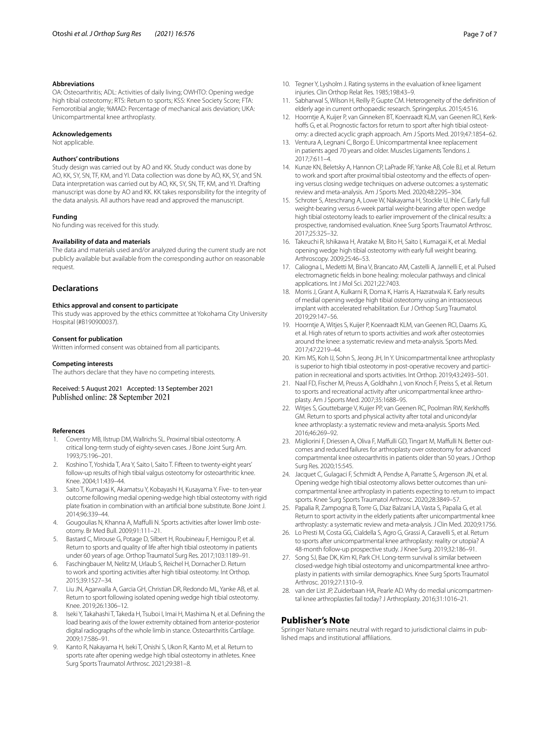#### Abbreviations

OA: Osteoarthritis; ADL: Activities of daily living; OWHTO: Opening wedge high tibial osteotomy; RTS: Return to sports; KSS: Knee Society Score; FTA: Femorotibial angle; %MAD: Percentage of mechanical axis deviation; UKA: Unicompartmental knee arthroplasty.

#### Acknowledgements

Not applicable.

#### Authors' contributions

Study design was carried out by AO and KK. Study conduct was done by AO, KK, SY, SN, TF, KM, and YI. Data collection was done by AO, KK, SY, and SN. Data interpretation was carried out by AO, KK, SY, SN, TF, KM, and YI. Drafting manuscript was done by AO and KK. KK takes responsibility for the integrity of the data analysis. All authors have read and approved the manuscript.

#### Funding

No funding was received for this study.

#### Availability of data and materials

The data and materials used and/or analyzed during the current study are not publicly available but available from the corresponding author on reasonable request.

## Declarations

#### Ethics approval and consent to participate

This study was approved by the ethics committee at Yokohama City University Hospital (#B190900037).

#### Consent for publication

Written informed consent was obtained from all participants.

#### Competing interests

The authors declare that they have no competing interests.

Received: 5 August 2021 Accepted: 13 September 2021
Published online: 28 September 2021

#### References

1. Coventry MB, Ilstrup DM, Wallrichs SL. Proximal tibial osteotomy. A critical long-term study of eighty-seven cases. J Bone Joint Surg Am. 1993;75:196–201.
2. Koshino T, Yoshida T, Ara Y, Saito I, Saito T. Fifteen to twenty-eight years' follow-up results of high tibial valgus osteotomy for osteoarthritic knee. Knee. 2004;11:439–44.
3. Saito T, Kumagai K, Akamatsu Y, Kobayashi H, Kusayama Y. Five- to ten-year outcome following medial opening-wedge high tibial osteotomy with rigid plate fixation in combination with an artificial bone substitute. Bone Joint J. 2014;96:339–44.
4. Gougoulias N, Khanna A, Maffulli N. Sports activities after lower limb osteotomy. Br Med Bull. 2009;91:111–21.
5. Bastard C, Mirouse G, Potage D, Silbert H, Roubineau F, Hernigou P, et al. Return to sports and quality of life after high tibial osteotomy in patients under 60 years of age. Orthop Traumatol Surg Res. 2017;103:1189–91.
6. Faschingbauer M, Nelitz M, Urlaub S, Reichel H, Dornacher D. Return to work and sporting activities after high tibial osteotomy. Int Orthop. 2015;39:1527–34.
7. Liu JN, Agarwalla A, Garcia GH, Christian DR, Redondo ML, Yanke AB, et al. Return to sport following isolated opening wedge high tibial osteotomy. Knee. 2019;26:1306–12.
8. Iseki Y, Takahashi T, Takeda H, Tsuboi I, Imai H, Mashima N, et al. Defining the load bearing axis of the lower extremity obtained from anterior-posterior digital radiographs of the whole limb in stance. Osteoarthritis Cartilage. 2009;17:586–91.
9. Kanto R, Nakayama H, Iseki T, Onishi S, Ukon R, Kanto M, et al. Return to sports rate after opening wedge high tibial osteotomy in athletes. Knee Surg Sports Traumatol Arthrosc. 2021;29:381–8.
10. Tegner Y, Lysholm J. Rating systems in the evaluation of knee ligament injuries. Clin Orthop Relat Res. 1985;198:43–9.
11. Sabharwal S, Wilson H, Reilly P, Gupte CM. Heterogeneity of the definition of elderly age in current orthopaedic research. Springerplus. 2015;4:516.
12. Hoorntje A, Kuijer P, van Ginneken BT, Koenraadt KLM, van Geenen RCI, Kerkhoffs G, et al. Prognostic factors for return to sport after high tibial osteotomy: a directed acyclic graph approach. Am J Sports Med. 2019;47:1854–62.
13. Ventura A, Legnani C, Borgo E. Unicompartmental knee replacement in patients aged 70 years and older. Muscles Ligaments Tendons J. 2017;7:611–4.
14. Kunze KN, Beletsky A, Hannon CP, LaPrade RF, Yanke AB, Cole BJ, et al. Return to work and sport after proximal tibial osteotomy and the effects of opening versus closing wedge techniques on adverse outcomes: a systematic review and meta-analysis. Am J Sports Med. 2020;48:2295–304.
15. Schroter S, Ateschrang A, Lowe W, Nakayama H, Stockle U, Ihle C. Early full weight-bearing versus 6-week partial weight-bearing after open wedge high tibial osteotomy leads to earlier improvement of the clinical results: a prospective, randomised evaluation. Knee Surg Sports Traumatol Arthrosc. 2017;25:325–32.
16. Takeuchi R, Ishikawa H, Aratake M, Bito H, Saito I, Kumagai K, et al. Medial opening wedge high tibial osteotomy with early full weight bearing. Arthroscopy. 2009;25:46–53.
17. Caliogna L, Medetti M, Bina V, Brancato AM, Castelli A, Jannelli E, et al. Pulsed electromagnetic fields in bone healing: molecular pathways and clinical applications. Int J Mol Sci. 2021;22:7403.
18. Morris J, Grant A, Kulkarni R, Doma K, Harris A, Hazratwala K. Early results of medial opening wedge high tibial osteotomy using an intraosseous implant with accelerated rehabilitation. Eur J Orthop Surg Traumatol. 2019;29:147–56.
19. Hoorntje A, Witjes S, Kuijer P, Koenraadt KLM, van Geenen RCI, Daams JG, et al. High rates of return to sports activities and work after osteotomies around the knee: a systematic review and meta-analysis. Sports Med. 2017;47:2219–44.
20. Kim MS, Koh IJ, Sohn S, Jeong JH, In Y. Unicompartmental knee arthroplasty is superior to high tibial osteotomy in post-operative recovery and participation in recreational and sports activities. Int Orthop. 2019;43:2493–501.
21. Naal FD, Fischer M, Preuss A, Goldhahn J, von Knoch F, Preiss S, et al. Return to sports and recreational activity after unicompartmental knee arthroplasty. Am J Sports Med. 2007;35:1688–95.
22. Witjes S, Gouttebarge V, Kuijer PP, van Geenen RC, Poolman RW, Kerkhoffs GM. Return to sports and physical activity after total and unicondylar knee arthroplasty: a systematic review and meta-analysis. Sports Med. 2016;46:269–92.
23. Migliorini F, Driessen A, Oliva F, Maffulli GD, Tingart M, Maffulli N. Better outcomes and reduced failures for arthroplasty over osteotomy for advanced compartmental knee osteoarthritis in patients older than 50 years. J Orthop Surg Res. 2020;15:545.
24. Jacquet C, Gulagaci F, Schmidt A, Pendse A, Parratte S, Argenson JN, et al. Opening wedge high tibial osteotomy allows better outcomes than unicompartmental knee arthroplasty in patients expecting to return to impact sports. Knee Surg Sports Traumatol Arthrosc. 2020;28:3849–57.
25. Papalia R, Zampogna B, Torre G, Diaz Balzani LA, Vasta S, Papalia G, et al. Return to sport activity in the elderly patients after unicompartmental knee arthroplasty: a systematic review and meta-analysis. J Clin Med. 2020;9:1756.
26. Lo Presti M, Costa GG, Cialdella S, Agro G, Grassi A, Caravelli S, et al. Return to sports after unicompartmental knee arthroplasty: reality or utopia? A 48-month follow-up prospective study. J Knee Surg. 2019;32:186–91.
27. Song SJ, Bae DK, Kim KI, Park CH. Long-term survival is similar between closed-wedge high tibial osteotomy and unicompartmental knee arthroplasty in patients with similar demographics. Knee Surg Sports Traumatol Arthrosc. 2019;27:1310–9.
28. van der List JP, Zuiderbaan HA, Pearle AD. Why do medial unicompartmental knee arthroplasties fail today? J Arthroplasty. 2016;31:1016–21.

## Publisher's Note

Springer Nature remains neutral with regard to jurisdictional claims in published maps and institutional affiliations.